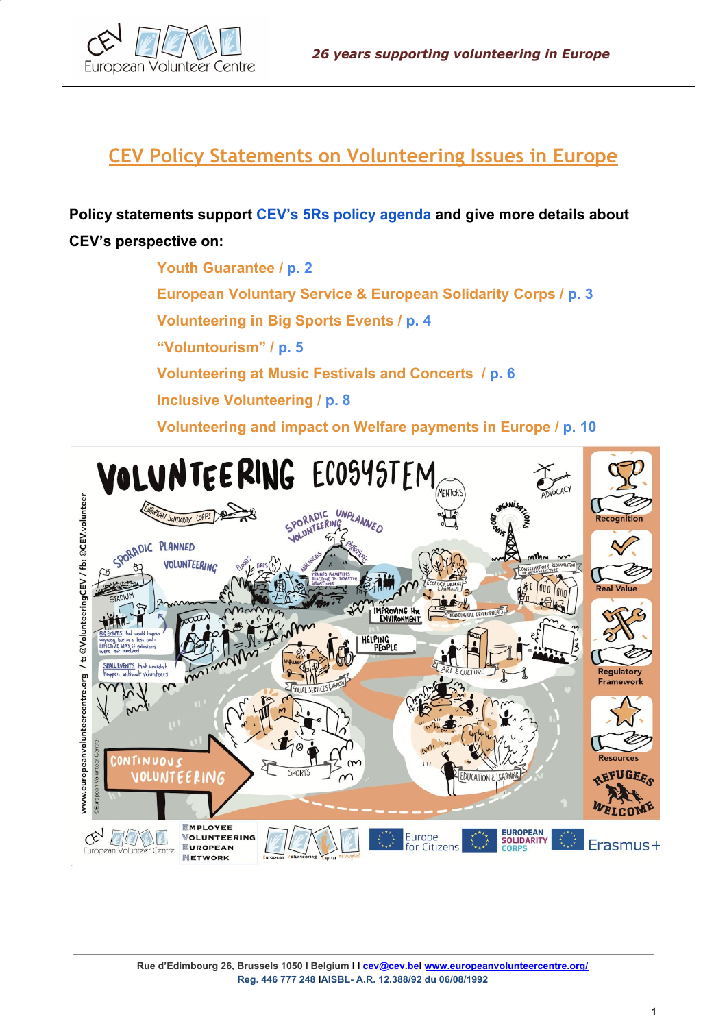# CEV Policy Statements on Volunteering Issues in Europe

**Policy statements support CEV's 5Rs policy agenda and give more details about CEV's perspective on:**

- Youth Guarantee / p. 2
- European Voluntary Service & European Solidarity Corps / p. 3
- Volunteering in Big Sports Events / p. 4
- "Voluntourism" / p. 5
- Volunteering at Music Festivals and Concerts / p. 6
- Inclusive Volunteering / p. 8
- Volunteering and impact on Welfare payments in Europe / p. 10

Rue d'Edimbourg 26, Brussels 1050 I Belgium I I cev@cev.beI www.europeanvolunteercentre.org/
Reg. 446 777 248 IAISBL- A.R. 12.388/92 du 06/08/1992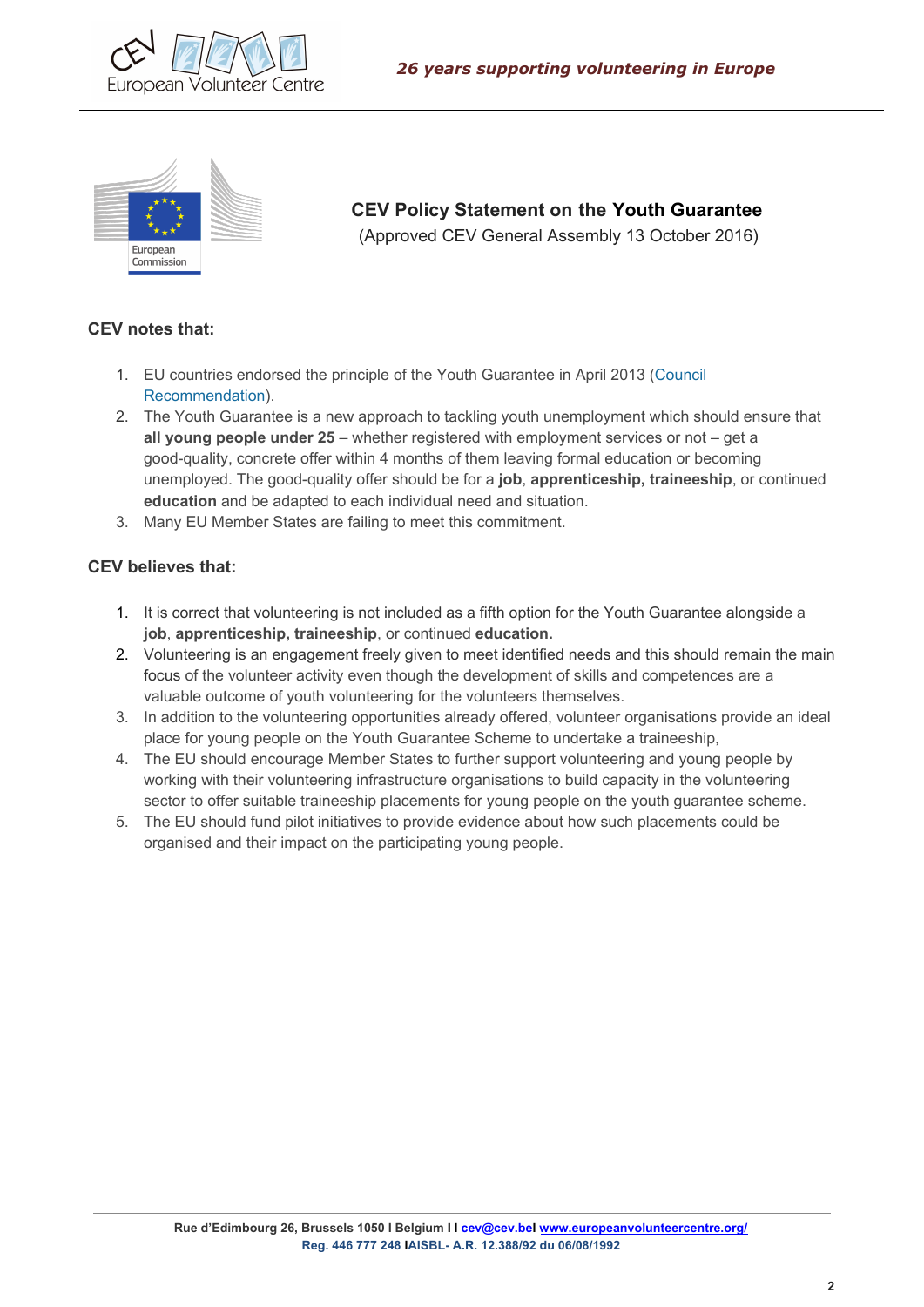## CEV Policy Statement on the Youth Guarantee

(Approved CEV General Assembly 13 October 2016)

### CEV notes that:

1. EU countries endorsed the principle of the Youth Guarantee in April 2013 (Council Recommendation).
2. The Youth Guarantee is a new approach to tackling youth unemployment which should ensure that **all young people under 25** – whether registered with employment services or not – get a good-quality, concrete offer within 4 months of them leaving formal education or becoming unemployed. The good-quality offer should be for a **job**, **apprenticeship, traineeship**, or continued **education** and be adapted to each individual need and situation.
3. Many EU Member States are failing to meet this commitment.

### CEV believes that:

1. It is correct that volunteering is not included as a fifth option for the Youth Guarantee alongside a **job**, **apprenticeship, traineeship**, or continued **education.**
2. Volunteering is an engagement freely given to meet identified needs and this should remain the main focus of the volunteer activity even though the development of skills and competences are a valuable outcome of youth volunteering for the volunteers themselves.
3. In addition to the volunteering opportunities already offered, volunteer organisations provide an ideal place for young people on the Youth Guarantee Scheme to undertake a traineeship,
4. The EU should encourage Member States to further support volunteering and young people by working with their volunteering infrastructure organisations to build capacity in the volunteering sector to offer suitable traineeship placements for young people on the youth guarantee scheme.
5. The EU should fund pilot initiatives to provide evidence about how such placements could be organised and their impact on the participating young people.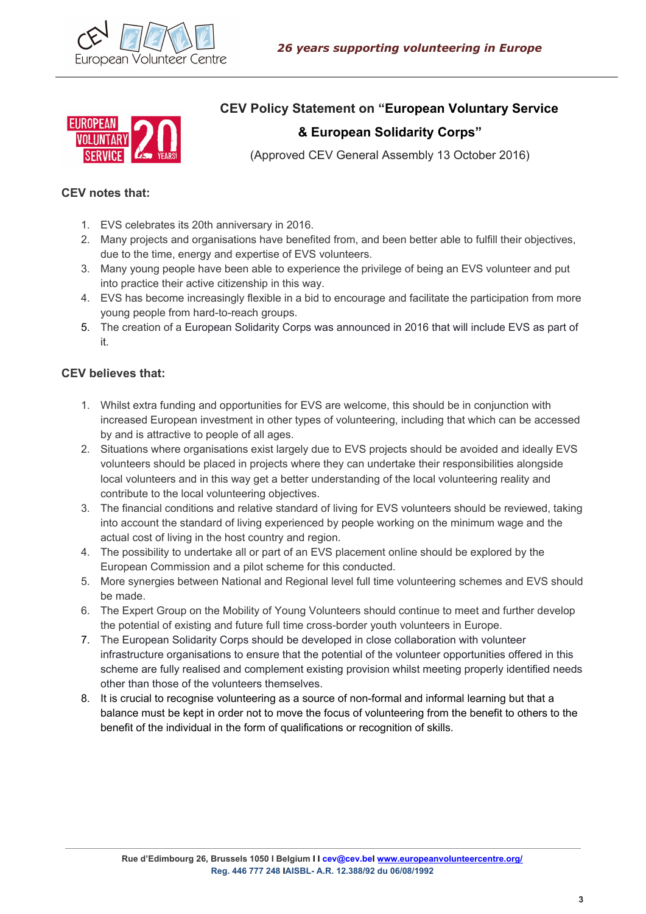# CEV Policy Statement on "European Voluntary Service & European Solidarity Corps"

(Approved CEV General Assembly 13 October 2016)

## CEV notes that:

1. EVS celebrates its 20th anniversary in 2016.
2. Many projects and organisations have benefited from, and been better able to fulfill their objectives, due to the time, energy and expertise of EVS volunteers.
3. Many young people have been able to experience the privilege of being an EVS volunteer and put into practice their active citizenship in this way.
4. EVS has become increasingly flexible in a bid to encourage and facilitate the participation from more young people from hard-to-reach groups.
5. The creation of a European Solidarity Corps was announced in 2016 that will include EVS as part of it.

## CEV believes that:

1. Whilst extra funding and opportunities for EVS are welcome, this should be in conjunction with increased European investment in other types of volunteering, including that which can be accessed by and is attractive to people of all ages.
2. Situations where organisations exist largely due to EVS projects should be avoided and ideally EVS volunteers should be placed in projects where they can undertake their responsibilities alongside local volunteers and in this way get a better understanding of the local volunteering reality and contribute to the local volunteering objectives.
3. The financial conditions and relative standard of living for EVS volunteers should be reviewed, taking into account the standard of living experienced by people working on the minimum wage and the actual cost of living in the host country and region.
4. The possibility to undertake all or part of an EVS placement online should be explored by the European Commission and a pilot scheme for this conducted.
5. More synergies between National and Regional level full time volunteering schemes and EVS should be made.
6. The Expert Group on the Mobility of Young Volunteers should continue to meet and further develop the potential of existing and future full time cross-border youth volunteers in Europe.
7. The European Solidarity Corps should be developed in close collaboration with volunteer infrastructure organisations to ensure that the potential of the volunteer opportunities offered in this scheme are fully realised and complement existing provision whilst meeting properly identified needs other than those of the volunteers themselves.
8. It is crucial to recognise volunteering as a source of non-formal and informal learning but that a balance must be kept in order not to move the focus of volunteering from the benefit to others to the benefit of the individual in the form of qualifications or recognition of skills.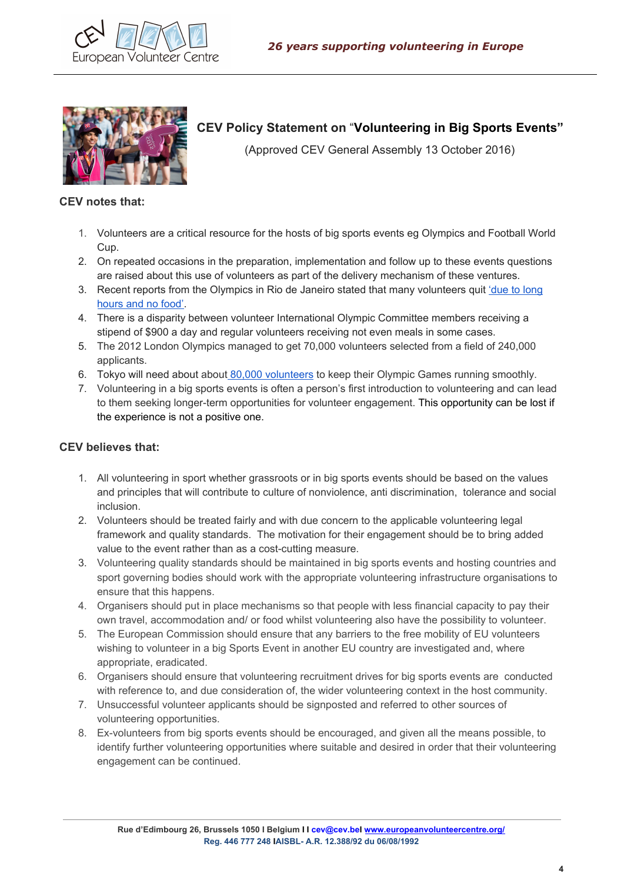## CEV Policy Statement on "Volunteering in Big Sports Events"

(Approved CEV General Assembly 13 October 2016)

**CEV notes that:**

1. Volunteers are a critical resource for the hosts of big sports events eg Olympics and Football World Cup.
2. On repeated occasions in the preparation, implementation and follow up to these events questions are raised about this use of volunteers as part of the delivery mechanism of these ventures.
3. Recent reports from the Olympics in Rio de Janeiro stated that many volunteers quit 'due to long hours and no food'.
4. There is a disparity between volunteer International Olympic Committee members receiving a stipend of $900 a day and regular volunteers receiving not even meals in some cases.
5. The 2012 London Olympics managed to get 70,000 volunteers selected from a field of 240,000 applicants.
6. Tokyo will need about about 80,000 volunteers to keep their Olympic Games running smoothly.
7. Volunteering in a big sports events is often a person's first introduction to volunteering and can lead to them seeking longer-term opportunities for volunteer engagement. This opportunity can be lost if the experience is not a positive one.

**CEV believes that:**

1. All volunteering in sport whether grassroots or in big sports events should be based on the values and principles that will contribute to culture of nonviolence, anti discrimination, tolerance and social inclusion.
2. Volunteers should be treated fairly and with due concern to the applicable volunteering legal framework and quality standards. The motivation for their engagement should be to bring added value to the event rather than as a cost-cutting measure.
3. Volunteering quality standards should be maintained in big sports events and hosting countries and sport governing bodies should work with the appropriate volunteering infrastructure organisations to ensure that this happens.
4. Organisers should put in place mechanisms so that people with less financial capacity to pay their own travel, accommodation and/ or food whilst volunteering also have the possibility to volunteer.
5. The European Commission should ensure that any barriers to the free mobility of EU volunteers wishing to volunteer in a big Sports Event in another EU country are investigated and, where appropriate, eradicated.
6. Organisers should ensure that volunteering recruitment drives for big sports events are conducted with reference to, and due consideration of, the wider volunteering context in the host community.
7. Unsuccessful volunteer applicants should be signposted and referred to other sources of volunteering opportunities.
8. Ex-volunteers from big sports events should be encouraged, and given all the means possible, to identify further volunteering opportunities where suitable and desired in order that their volunteering engagement can be continued.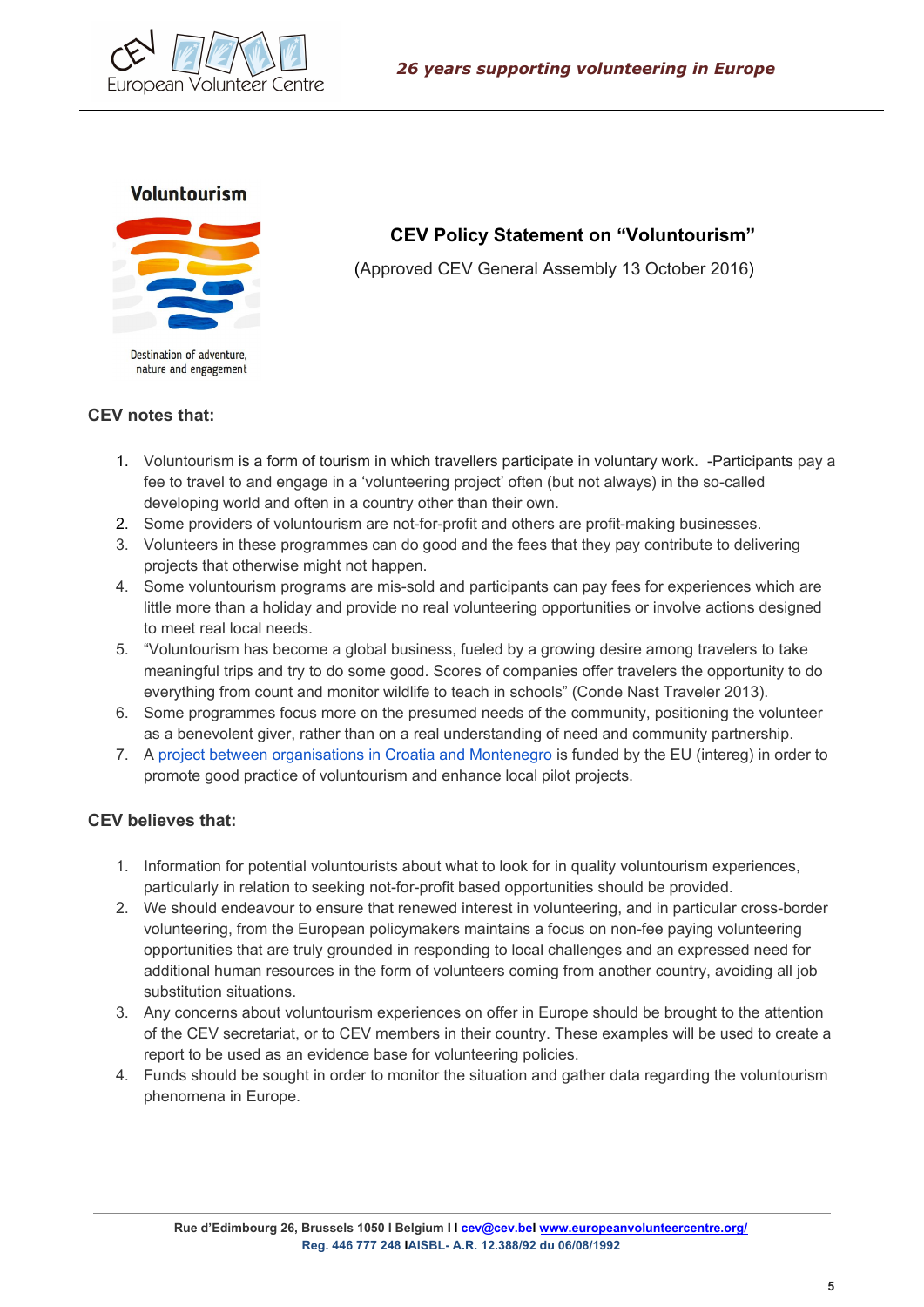Voluntourism

Destination of adventure, nature and engagement

## CEV Policy Statement on "Voluntourism"

(Approved CEV General Assembly 13 October 2016)

### CEV notes that:

1. Voluntourism is a form of tourism in which travellers participate in voluntary work. -Participants pay a fee to travel to and engage in a 'volunteering project' often (but not always) in the so-called developing world and often in a country other than their own.
2. Some providers of voluntourism are not-for-profit and others are profit-making businesses.
3. Volunteers in these programmes can do good and the fees that they pay contribute to delivering projects that otherwise might not happen.
4. Some voluntourism programs are mis-sold and participants can pay fees for experiences which are little more than a holiday and provide no real volunteering opportunities or involve actions designed to meet real local needs.
5. "Voluntourism has become a global business, fueled by a growing desire among travelers to take meaningful trips and try to do some good. Scores of companies offer travelers the opportunity to do everything from count and monitor wildlife to teach in schools" (Conde Nast Traveler 2013).
6. Some programmes focus more on the presumed needs of the community, positioning the volunteer as a benevolent giver, rather than on a real understanding of need and community partnership.
7. A project between organisations in Croatia and Montenegro is funded by the EU (intereg) in order to promote good practice of voluntourism and enhance local pilot projects.

### CEV believes that:

1. Information for potential voluntourists about what to look for in quality voluntourism experiences, particularly in relation to seeking not-for-profit based opportunities should be provided.
2. We should endeavour to ensure that renewed interest in volunteering, and in particular cross-border volunteering, from the European policymakers maintains a focus on non-fee paying volunteering opportunities that are truly grounded in responding to local challenges and an expressed need for additional human resources in the form of volunteers coming from another country, avoiding all job substitution situations.
3. Any concerns about voluntourism experiences on offer in Europe should be brought to the attention of the CEV secretariat, or to CEV members in their country. These examples will be used to create a report to be used as an evidence base for volunteering policies.
4. Funds should be sought in order to monitor the situation and gather data regarding the voluntourism phenomena in Europe.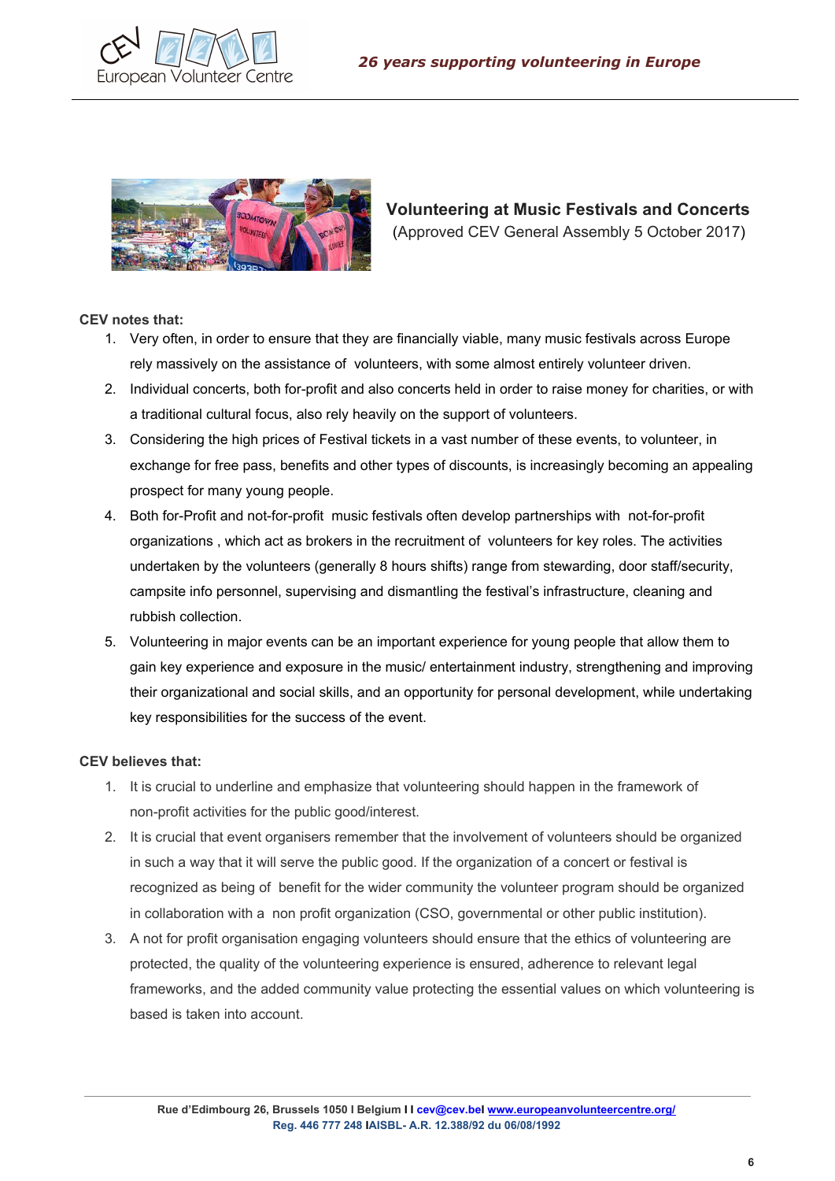## Volunteering at Music Festivals and Concerts

(Approved CEV General Assembly 5 October 2017)

**CEV notes that:**

1. Very often, in order to ensure that they are financially viable, many music festivals across Europe rely massively on the assistance of volunteers, with some almost entirely volunteer driven.
2. Individual concerts, both for-profit and also concerts held in order to raise money for charities, or with a traditional cultural focus, also rely heavily on the support of volunteers.
3. Considering the high prices of Festival tickets in a vast number of these events, to volunteer, in exchange for free pass, benefits and other types of discounts, is increasingly becoming an appealing prospect for many young people.
4. Both for-Profit and not-for-profit music festivals often develop partnerships with not-for-profit organizations , which act as brokers in the recruitment of volunteers for key roles. The activities undertaken by the volunteers (generally 8 hours shifts) range from stewarding, door staff/security, campsite info personnel, supervising and dismantling the festival's infrastructure, cleaning and rubbish collection.
5. Volunteering in major events can be an important experience for young people that allow them to gain key experience and exposure in the music/ entertainment industry, strengthening and improving their organizational and social skills, and an opportunity for personal development, while undertaking key responsibilities for the success of the event.

**CEV believes that:**

1. It is crucial to underline and emphasize that volunteering should happen in the framework of non-profit activities for the public good/interest.
2. It is crucial that event organisers remember that the involvement of volunteers should be organized in such a way that it will serve the public good. If the organization of a concert or festival is recognized as being of benefit for the wider community the volunteer program should be organized in collaboration with a non profit organization (CSO, governmental or other public institution).
3. A not for profit organisation engaging volunteers should ensure that the ethics of volunteering are protected, the quality of the volunteering experience is ensured, adherence to relevant legal frameworks, and the added community value protecting the essential values on which volunteering is based is taken into account.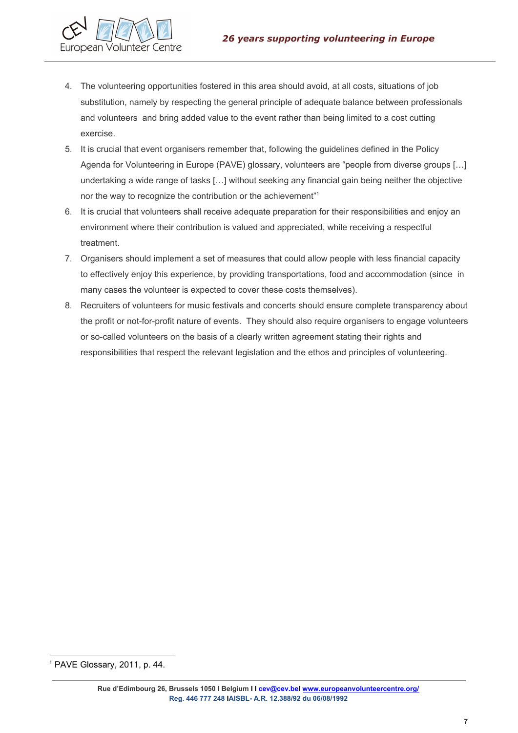4. The volunteering opportunities fostered in this area should avoid, at all costs, situations of job substitution, namely by respecting the general principle of adequate balance between professionals and volunteers and bring added value to the event rather than being limited to a cost cutting exercise.
5. It is crucial that event organisers remember that, following the guidelines defined in the Policy Agenda for Volunteering in Europe (PAVE) glossary, volunteers are "people from diverse groups […] undertaking a wide range of tasks […] without seeking any financial gain being neither the objective nor the way to recognize the contribution or the achievement"[1]
6. It is crucial that volunteers shall receive adequate preparation for their responsibilities and enjoy an environment where their contribution is valued and appreciated, while receiving a respectful treatment.
7. Organisers should implement a set of measures that could allow people with less financial capacity to effectively enjoy this experience, by providing transportations, food and accommodation (since in many cases the volunteer is expected to cover these costs themselves).
8. Recruiters of volunteers for music festivals and concerts should ensure complete transparency about the profit or not-for-profit nature of events. They should also require organisers to engage volunteers or so-called volunteers on the basis of a clearly written agreement stating their rights and responsibilities that respect the relevant legislation and the ethos and principles of volunteering.

[1] PAVE Glossary, 2011, p. 44.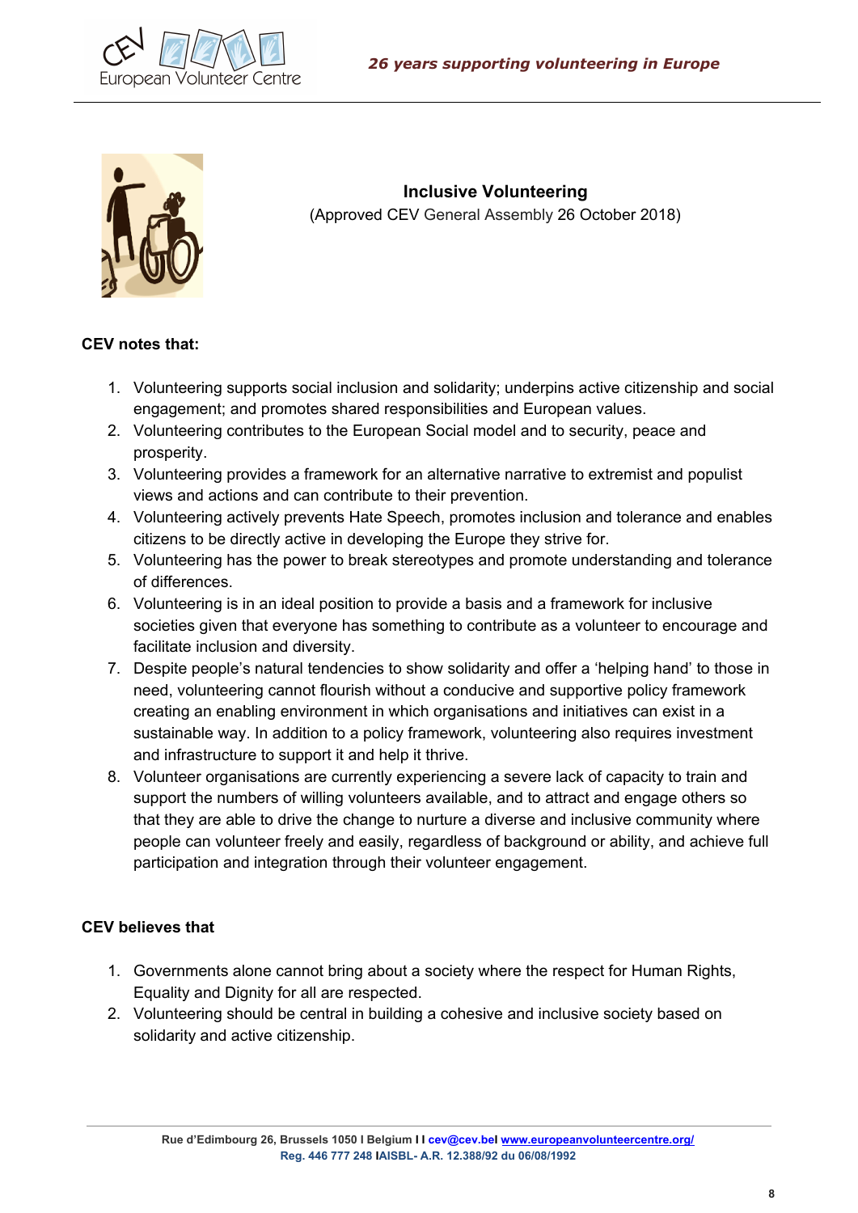## Inclusive Volunteering

(Approved CEV General Assembly 26 October 2018)

**CEV notes that:**

1. Volunteering supports social inclusion and solidarity; underpins active citizenship and social engagement; and promotes shared responsibilities and European values.
2. Volunteering contributes to the European Social model and to security, peace and prosperity.
3. Volunteering provides a framework for an alternative narrative to extremist and populist views and actions and can contribute to their prevention.
4. Volunteering actively prevents Hate Speech, promotes inclusion and tolerance and enables citizens to be directly active in developing the Europe they strive for.
5. Volunteering has the power to break stereotypes and promote understanding and tolerance of differences.
6. Volunteering is in an ideal position to provide a basis and a framework for inclusive societies given that everyone has something to contribute as a volunteer to encourage and facilitate inclusion and diversity.
7. Despite people's natural tendencies to show solidarity and offer a 'helping hand' to those in need, volunteering cannot flourish without a conducive and supportive policy framework creating an enabling environment in which organisations and initiatives can exist in a sustainable way. In addition to a policy framework, volunteering also requires investment and infrastructure to support it and help it thrive.
8. Volunteer organisations are currently experiencing a severe lack of capacity to train and support the numbers of willing volunteers available, and to attract and engage others so that they are able to drive the change to nurture a diverse and inclusive community where people can volunteer freely and easily, regardless of background or ability, and achieve full participation and integration through their volunteer engagement.

**CEV believes that**

1. Governments alone cannot bring about a society where the respect for Human Rights, Equality and Dignity for all are respected.
2. Volunteering should be central in building a cohesive and inclusive society based on solidarity and active citizenship.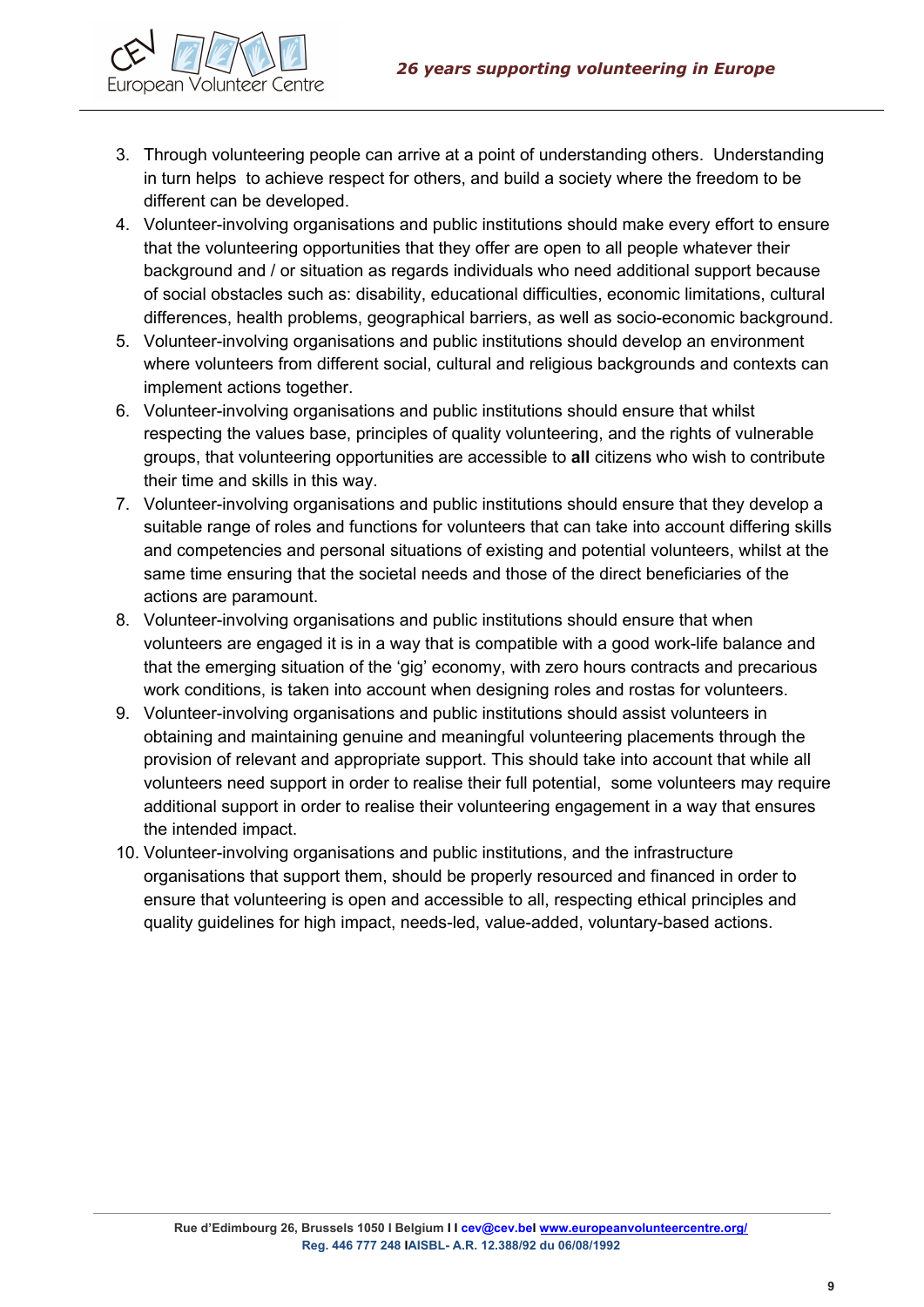3. Through volunteering people can arrive at a point of understanding others. Understanding in turn helps to achieve respect for others, and build a society where the freedom to be different can be developed.
4. Volunteer-involving organisations and public institutions should make every effort to ensure that the volunteering opportunities that they offer are open to all people whatever their background and / or situation as regards individuals who need additional support because of social obstacles such as: disability, educational difficulties, economic limitations, cultural differences, health problems, geographical barriers, as well as socio-economic background.
5. Volunteer-involving organisations and public institutions should develop an environment where volunteers from different social, cultural and religious backgrounds and contexts can implement actions together.
6. Volunteer-involving organisations and public institutions should ensure that whilst respecting the values base, principles of quality volunteering, and the rights of vulnerable groups, that volunteering opportunities are accessible to **all** citizens who wish to contribute their time and skills in this way.
7. Volunteer-involving organisations and public institutions should ensure that they develop a suitable range of roles and functions for volunteers that can take into account differing skills and competencies and personal situations of existing and potential volunteers, whilst at the same time ensuring that the societal needs and those of the direct beneficiaries of the actions are paramount.
8. Volunteer-involving organisations and public institutions should ensure that when volunteers are engaged it is in a way that is compatible with a good work-life balance and that the emerging situation of the 'gig' economy, with zero hours contracts and precarious work conditions, is taken into account when designing roles and rostas for volunteers.
9. Volunteer-involving organisations and public institutions should assist volunteers in obtaining and maintaining genuine and meaningful volunteering placements through the provision of relevant and appropriate support. This should take into account that while all volunteers need support in order to realise their full potential, some volunteers may require additional support in order to realise their volunteering engagement in a way that ensures the intended impact.
10. Volunteer-involving organisations and public institutions, and the infrastructure organisations that support them, should be properly resourced and financed in order to ensure that volunteering is open and accessible to all, respecting ethical principles and quality guidelines for high impact, needs-led, value-added, voluntary-based actions.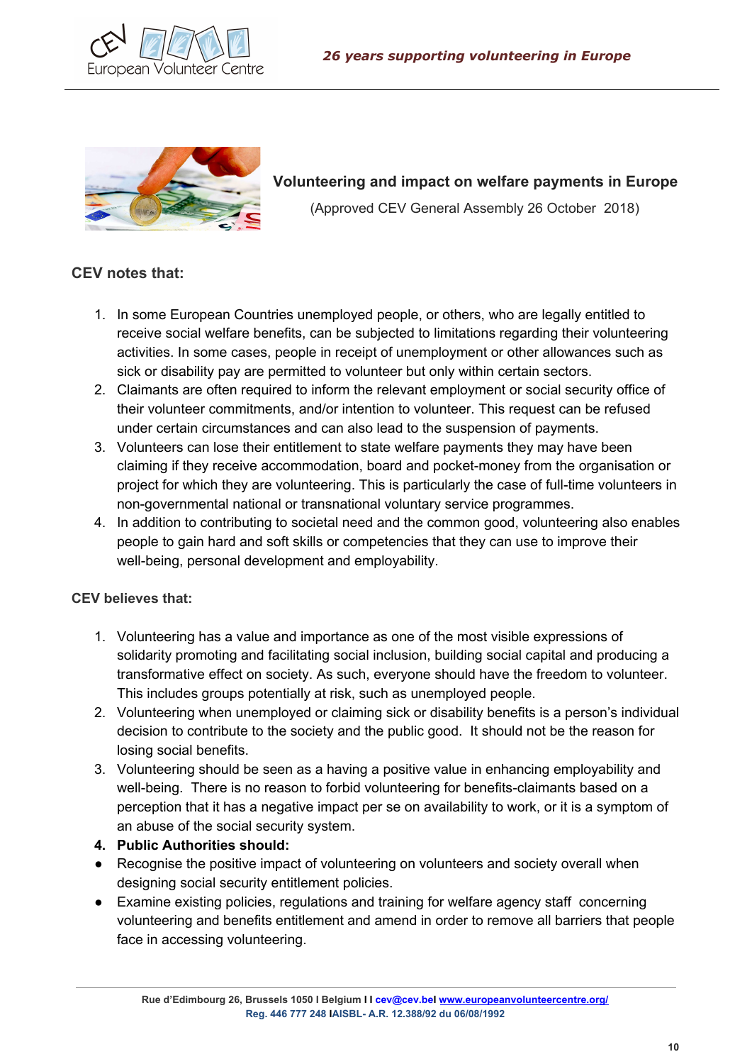## Volunteering and impact on welfare payments in Europe

(Approved CEV General Assembly 26 October 2018)

### CEV notes that:

1. In some European Countries unemployed people, or others, who are legally entitled to receive social welfare benefits, can be subjected to limitations regarding their volunteering activities. In some cases, people in receipt of unemployment or other allowances such as sick or disability pay are permitted to volunteer but only within certain sectors.
2. Claimants are often required to inform the relevant employment or social security office of their volunteer commitments, and/or intention to volunteer. This request can be refused under certain circumstances and can also lead to the suspension of payments.
3. Volunteers can lose their entitlement to state welfare payments they may have been claiming if they receive accommodation, board and pocket-money from the organisation or project for which they are volunteering. This is particularly the case of full-time volunteers in non-governmental national or transnational voluntary service programmes.
4. In addition to contributing to societal need and the common good, volunteering also enables people to gain hard and soft skills or competencies that they can use to improve their well-being, personal development and employability.

### CEV believes that:

1. Volunteering has a value and importance as one of the most visible expressions of solidarity promoting and facilitating social inclusion, building social capital and producing a transformative effect on society. As such, everyone should have the freedom to volunteer. This includes groups potentially at risk, such as unemployed people.
2. Volunteering when unemployed or claiming sick or disability benefits is a person's individual decision to contribute to the society and the public good. It should not be the reason for losing social benefits.
3. Volunteering should be seen as a having a positive value in enhancing employability and well-being. There is no reason to forbid volunteering for benefits-claimants based on a perception that it has a negative impact per se on availability to work, or it is a symptom of an abuse of the social security system.
4. **Public Authorities should:**

- Recognise the positive impact of volunteering on volunteers and society overall when designing social security entitlement policies.
- Examine existing policies, regulations and training for welfare agency staff concerning volunteering and benefits entitlement and amend in order to remove all barriers that people face in accessing volunteering.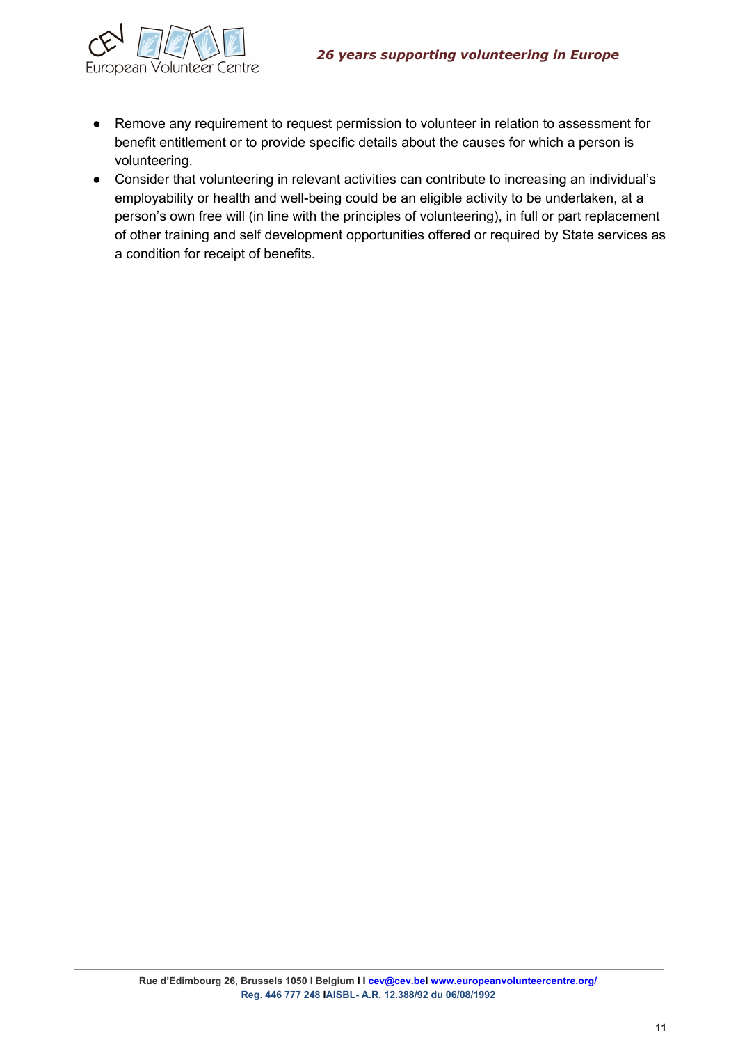- Remove any requirement to request permission to volunteer in relation to assessment for benefit entitlement or to provide specific details about the causes for which a person is volunteering.
- Consider that volunteering in relevant activities can contribute to increasing an individual's employability or health and well-being could be an eligible activity to be undertaken, at a person's own free will (in line with the principles of volunteering), in full or part replacement of other training and self development opportunities offered or required by State services as a condition for receipt of benefits.